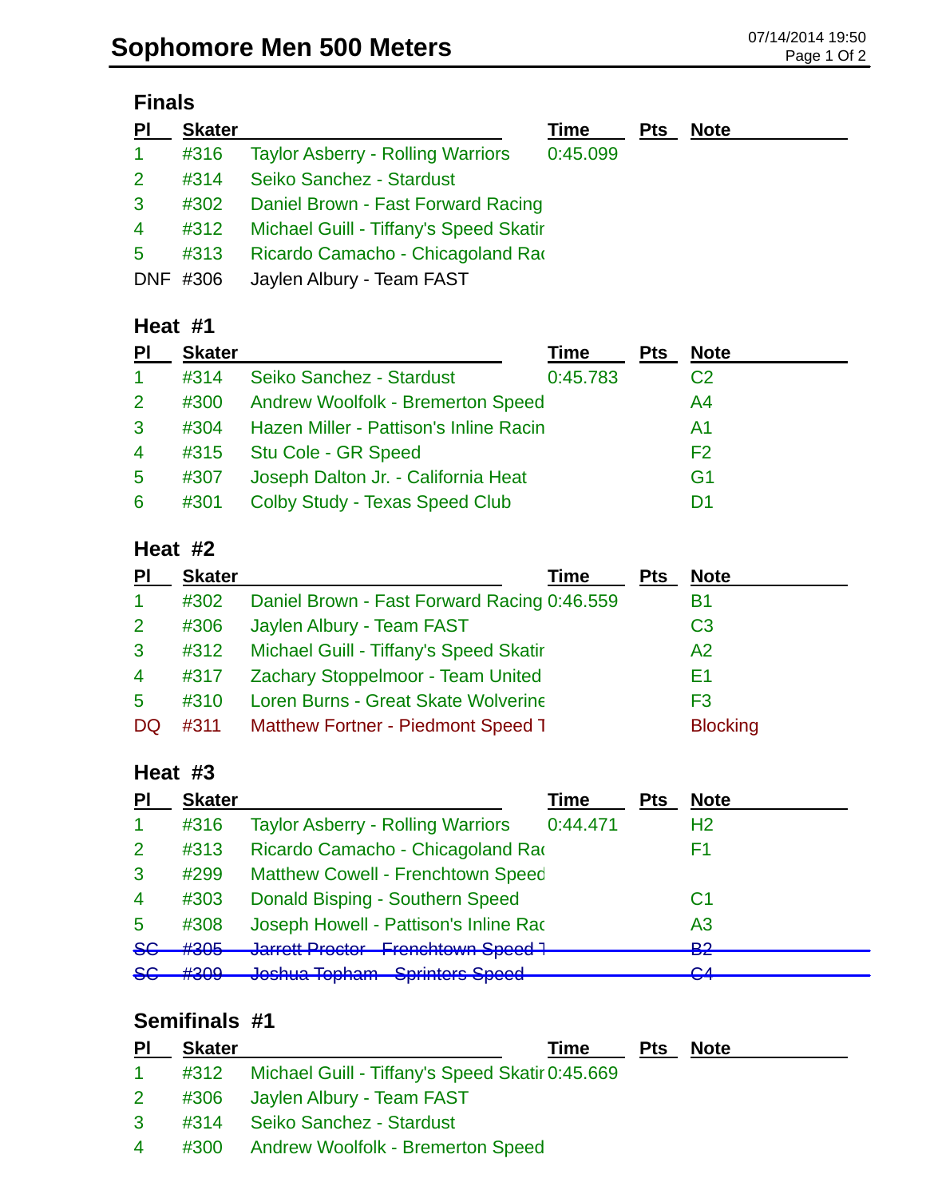# Sophomore Men 500 Meters

07/14/2014 19:50

## Finals

| Pl | Skater | | Time | Pts | Note |
|---|---|---|---|---|---|
| 1 | #316 | Taylor Asberry - Rolling Warriors | 0:45.099 | | |
| 2 | #314 | Seiko Sanchez - Stardust | | | |
| 3 | #302 | Daniel Brown - Fast Forward Racing | | | |
| 4 | #312 | Michael Guill - Tiffany's Speed Skatir | | | |
| 5 | #313 | Ricardo Camacho - Chicagoland Rac | | | |
| DNF | #306 | Jaylen Albury - Team FAST | | | |

## Heat #1

| Pl | Skater | | Time | Pts | Note |
|---|---|---|---|---|---|
| 1 | #314 | Seiko Sanchez - Stardust | 0:45.783 | | C2 |
| 2 | #300 | Andrew Woolfolk - Bremerton Speed | | | A4 |
| 3 | #304 | Hazen Miller - Pattison's Inline Racin | | | A1 |
| 4 | #315 | Stu Cole - GR Speed | | | F2 |
| 5 | #307 | Joseph Dalton Jr. - California Heat | | | G1 |
| 6 | #301 | Colby Study - Texas Speed Club | | | D1 |

## Heat #2

| Pl | Skater | | Time | Pts | Note |
|---|---|---|---|---|---|
| 1 | #302 | Daniel Brown - Fast Forward Racing | 0:46.559 | | B1 |
| 2 | #306 | Jaylen Albury - Team FAST | | | C3 |
| 3 | #312 | Michael Guill - Tiffany's Speed Skatir | | | A2 |
| 4 | #317 | Zachary Stoppelmoor - Team United | | | E1 |
| 5 | #310 | Loren Burns - Great Skate Wolverine | | | F3 |
| DQ | #311 | Matthew Fortner - Piedmont Speed T | | | Blocking |

## Heat #3

| Pl | Skater | | Time | Pts | Note |
|---|---|---|---|---|---|
| 1 | #316 | Taylor Asberry - Rolling Warriors | 0:44.471 | | H2 |
| 2 | #313 | Ricardo Camacho - Chicagoland Rac | | | F1 |
| 3 | #299 | Matthew Cowell - Frenchtown Speed | | | |
| 4 | #303 | Donald Bisping - Southern Speed | | | C1 |
| 5 | #308 | Joseph Howell - Pattison's Inline Rac | | | A3 |
| ~~SC~~ | ~~#305~~ | ~~Jarrett Proctor - Frenchtown Speed T~~ | | | ~~B2~~ |
| ~~SC~~ | ~~#309~~ | ~~Joshua Topham - Sprinters Speed~~ | | | ~~C4~~ |

## Semifinals #1

| Pl | Skater | | Time | Pts | Note |
|---|---|---|---|---|---|
| 1 | #312 | Michael Guill - Tiffany's Speed Skatir | 0:45.669 | | |
| 2 | #306 | Jaylen Albury - Team FAST | | | |
| 3 | #314 | Seiko Sanchez - Stardust | | | |
| 4 | #300 | Andrew Woolfolk - Bremerton Speed | | | |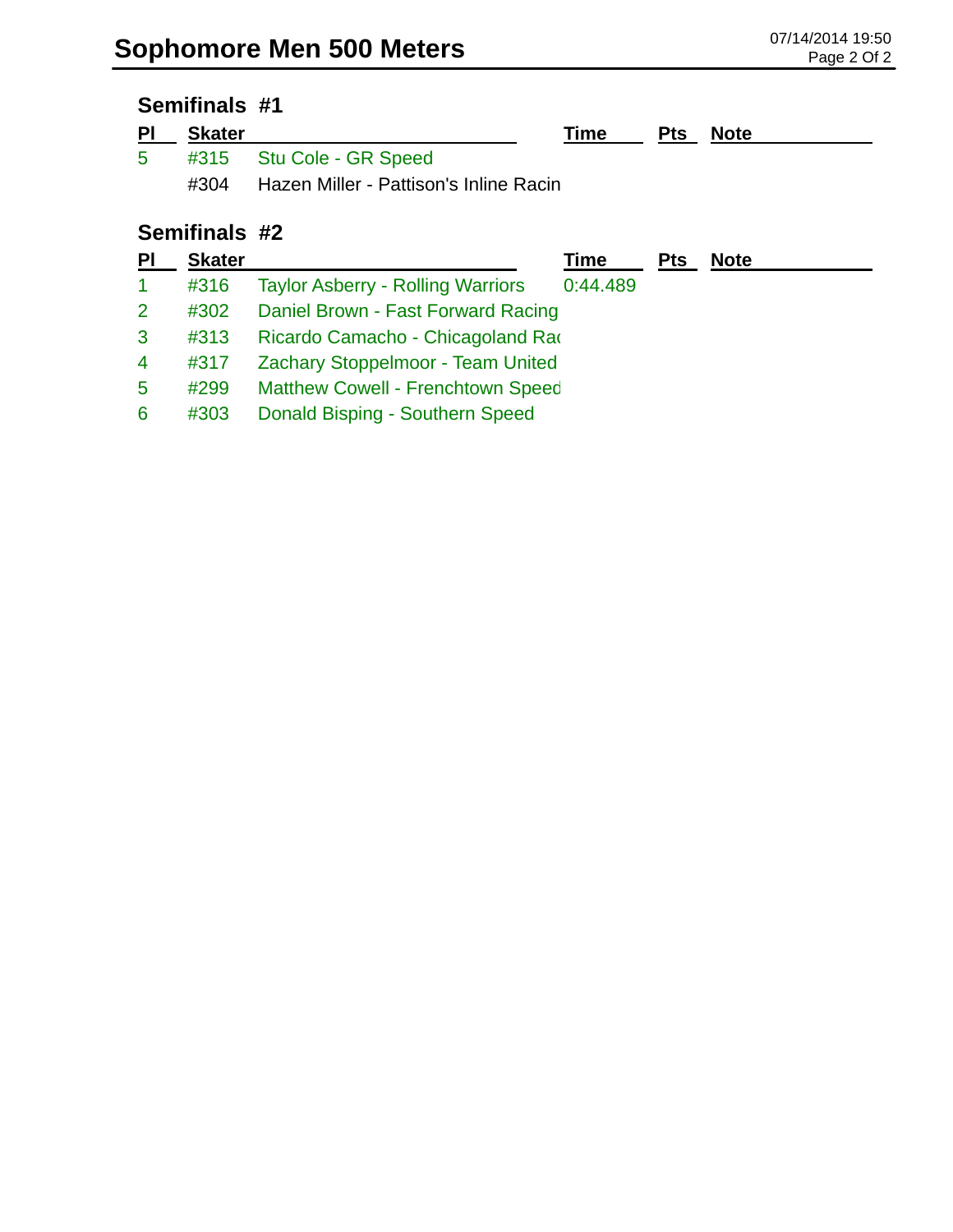# Sophomore Men 500 Meters

## Semifinals #1

| Pl | Skater | | Time | Pts | Note |
|---|---|---|---|---|---|
| 5 | #315 | Stu Cole - GR Speed | | | |
| | #304 | Hazen Miller - Pattison's Inline Racin | | | |

## Semifinals #2

| Pl | Skater | | Time | Pts | Note |
|---|---|---|---|---|---|
| 1 | #316 | Taylor Asberry - Rolling Warriors | 0:44.489 | | |
| 2 | #302 | Daniel Brown - Fast Forward Racing | | | |
| 3 | #313 | Ricardo Camacho - Chicagoland Rac | | | |
| 4 | #317 | Zachary Stoppelmoor - Team United | | | |
| 5 | #299 | Matthew Cowell - Frenchtown Speed | | | |
| 6 | #303 | Donald Bisping - Southern Speed | | | |